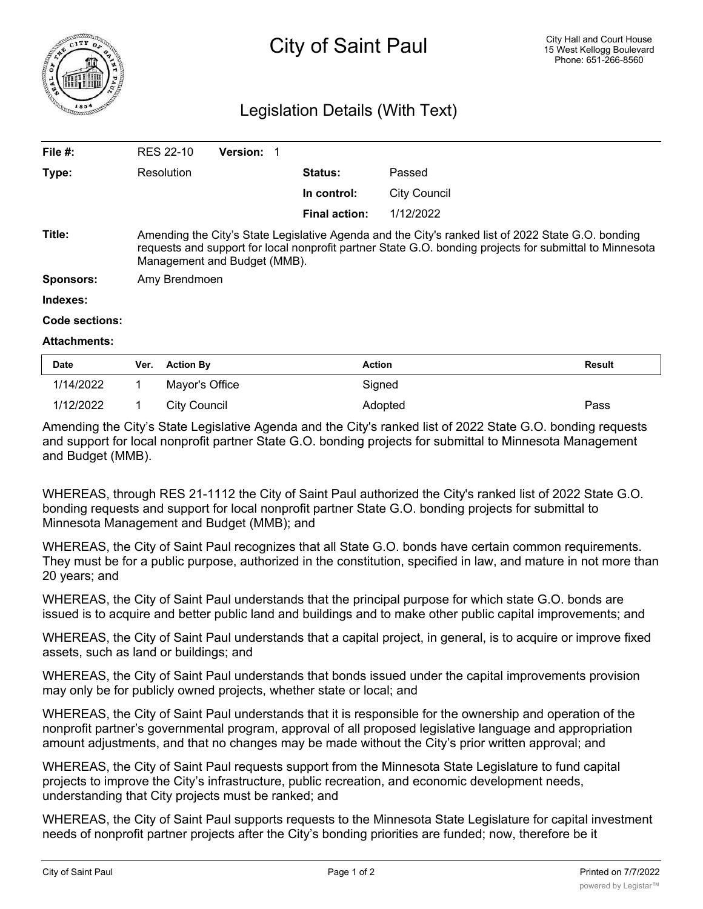# City of Saint Paul

City Hall and Court House
15 West Kellogg Boulevard
Phone: 651-266-8560

## Legislation Details (With Text)

| | | | |
|---|---|---|---|
| **File #:** | RES 22-10 **Version:** 1 | | |
| **Type:** | Resolution | **Status:** | Passed |
| | | **In control:** | City Council |
| | | **Final action:** | 1/12/2022 |

**Title:** Amending the City's State Legislative Agenda and the City's ranked list of 2022 State G.O. bonding requests and support for local nonprofit partner State G.O. bonding projects for submittal to Minnesota Management and Budget (MMB).

**Sponsors:** Amy Brendmoen

**Indexes:**

**Code sections:**

**Attachments:**

| Date | Ver. | Action By | Action | Result |
|---|---|---|---|---|
| 1/14/2022 | 1 | Mayor's Office | Signed | |
| 1/12/2022 | 1 | City Council | Adopted | Pass |

Amending the City's State Legislative Agenda and the City's ranked list of 2022 State G.O. bonding requests and support for local nonprofit partner State G.O. bonding projects for submittal to Minnesota Management and Budget (MMB).

WHEREAS, through RES 21-1112 the City of Saint Paul authorized the City's ranked list of 2022 State G.O. bonding requests and support for local nonprofit partner State G.O. bonding projects for submittal to Minnesota Management and Budget (MMB); and

WHEREAS, the City of Saint Paul recognizes that all State G.O. bonds have certain common requirements. They must be for a public purpose, authorized in the constitution, specified in law, and mature in not more than 20 years; and

WHEREAS, the City of Saint Paul understands that the principal purpose for which state G.O. bonds are issued is to acquire and better public land and buildings and to make other public capital improvements; and

WHEREAS, the City of Saint Paul understands that a capital project, in general, is to acquire or improve fixed assets, such as land or buildings; and

WHEREAS, the City of Saint Paul understands that bonds issued under the capital improvements provision may only be for publicly owned projects, whether state or local; and

WHEREAS, the City of Saint Paul understands that it is responsible for the ownership and operation of the nonprofit partner's governmental program, approval of all proposed legislative language and appropriation amount adjustments, and that no changes may be made without the City's prior written approval; and

WHEREAS, the City of Saint Paul requests support from the Minnesota State Legislature to fund capital projects to improve the City's infrastructure, public recreation, and economic development needs, understanding that City projects must be ranked; and

WHEREAS, the City of Saint Paul supports requests to the Minnesota State Legislature for capital investment needs of nonprofit partner projects after the City's bonding priorities are funded; now, therefore be it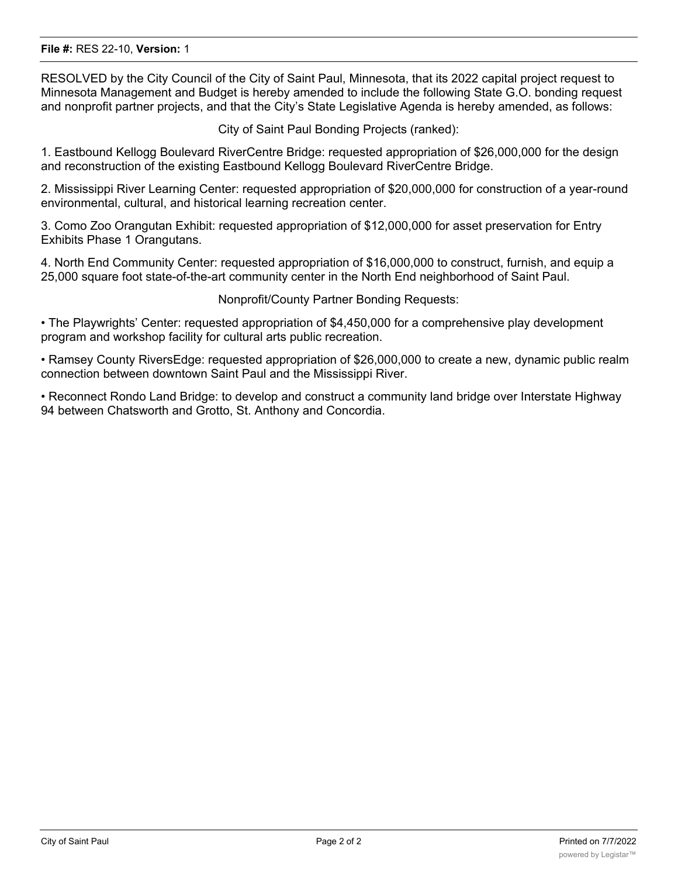**File #:** RES 22-10, **Version:** 1

RESOLVED by the City Council of the City of Saint Paul, Minnesota, that its 2022 capital project request to Minnesota Management and Budget is hereby amended to include the following State G.O. bonding request and nonprofit partner projects, and that the City's State Legislative Agenda is hereby amended, as follows:

City of Saint Paul Bonding Projects (ranked):

1. Eastbound Kellogg Boulevard RiverCentre Bridge: requested appropriation of $26,000,000 for the design and reconstruction of the existing Eastbound Kellogg Boulevard RiverCentre Bridge.

2. Mississippi River Learning Center: requested appropriation of $20,000,000 for construction of a year-round environmental, cultural, and historical learning recreation center.

3. Como Zoo Orangutan Exhibit: requested appropriation of $12,000,000 for asset preservation for Entry Exhibits Phase 1 Orangutans.

4. North End Community Center: requested appropriation of $16,000,000 to construct, furnish, and equip a 25,000 square foot state-of-the-art community center in the North End neighborhood of Saint Paul.

Nonprofit/County Partner Bonding Requests:

• The Playwrights' Center: requested appropriation of $4,450,000 for a comprehensive play development program and workshop facility for cultural arts public recreation.

• Ramsey County RiversEdge: requested appropriation of $26,000,000 to create a new, dynamic public realm connection between downtown Saint Paul and the Mississippi River.

• Reconnect Rondo Land Bridge: to develop and construct a community land bridge over Interstate Highway 94 between Chatsworth and Grotto, St. Anthony and Concordia.